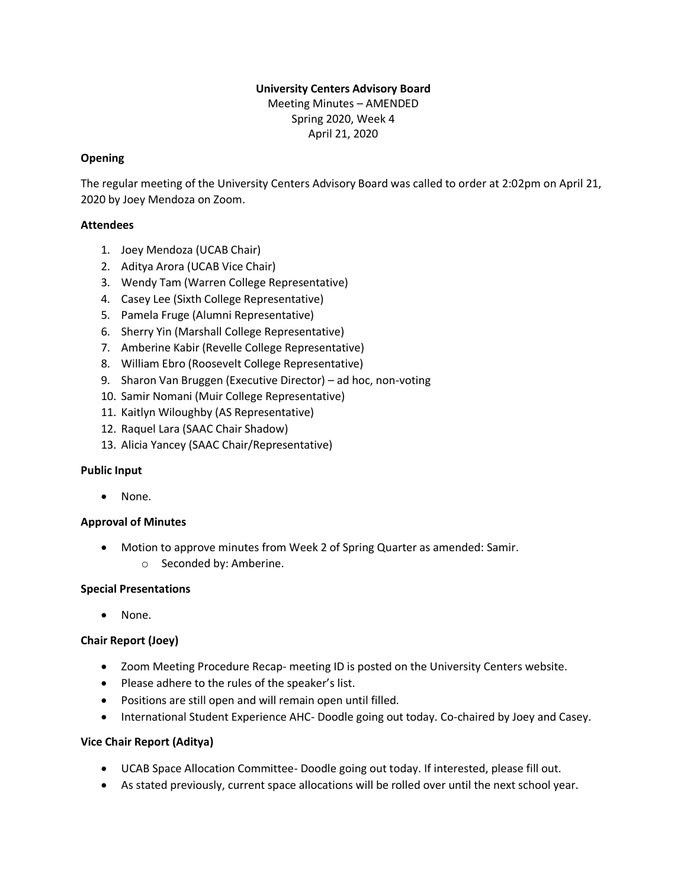**University Centers Advisory Board**

Meeting Minutes – AMENDED

Spring 2020, Week 4

April 21, 2020

**Opening**

The regular meeting of the University Centers Advisory Board was called to order at 2:02pm on April 21, 2020 by Joey Mendoza on Zoom.

**Attendees**

1. Joey Mendoza (UCAB Chair)
2. Aditya Arora (UCAB Vice Chair)
3. Wendy Tam (Warren College Representative)
4. Casey Lee (Sixth College Representative)
5. Pamela Fruge (Alumni Representative)
6. Sherry Yin (Marshall College Representative)
7. Amberine Kabir (Revelle College Representative)
8. William Ebro (Roosevelt College Representative)
9. Sharon Van Bruggen (Executive Director) – ad hoc, non-voting
10. Samir Nomani (Muir College Representative)
11. Kaitlyn Wiloughby (AS Representative)
12. Raquel Lara (SAAC Chair Shadow)
13. Alicia Yancey (SAAC Chair/Representative)

**Public Input**

- None.

**Approval of Minutes**

- Motion to approve minutes from Week 2 of Spring Quarter as amended: Samir.
  - Seconded by: Amberine.

**Special Presentations**

- None.

**Chair Report (Joey)**

- Zoom Meeting Procedure Recap- meeting ID is posted on the University Centers website.
- Please adhere to the rules of the speaker's list.
- Positions are still open and will remain open until filled.
- International Student Experience AHC- Doodle going out today. Co-chaired by Joey and Casey.

**Vice Chair Report (Aditya)**

- UCAB Space Allocation Committee- Doodle going out today. If interested, please fill out.
- As stated previously, current space allocations will be rolled over until the next school year.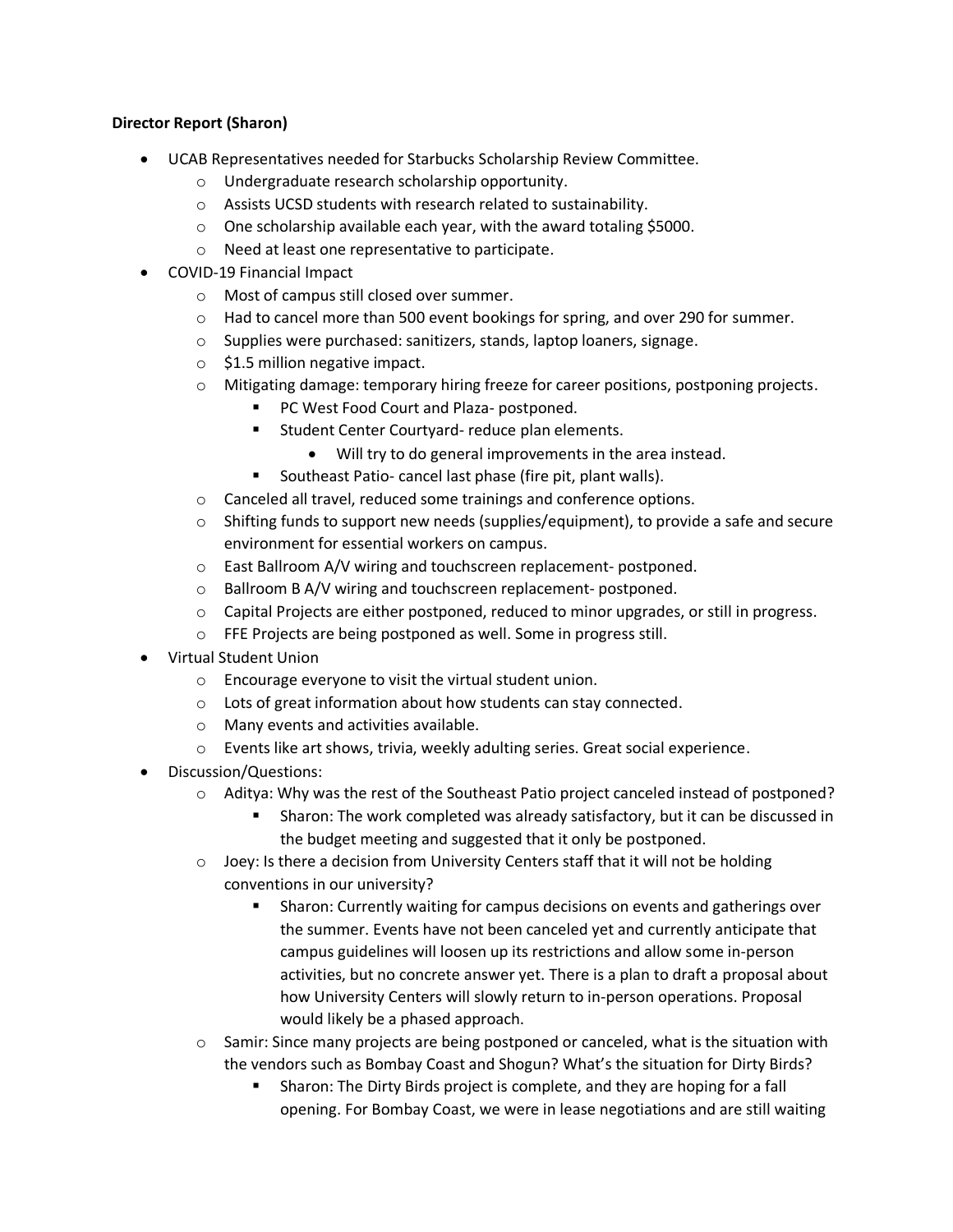**Director Report (Sharon)**

- UCAB Representatives needed for Starbucks Scholarship Review Committee.
  - Undergraduate research scholarship opportunity.
  - Assists UCSD students with research related to sustainability.
  - One scholarship available each year, with the award totaling $5000.
  - Need at least one representative to participate.
- COVID-19 Financial Impact
  - Most of campus still closed over summer.
  - Had to cancel more than 500 event bookings for spring, and over 290 for summer.
  - Supplies were purchased: sanitizers, stands, laptop loaners, signage.
  - $1.5 million negative impact.
  - Mitigating damage: temporary hiring freeze for career positions, postponing projects.
    - PC West Food Court and Plaza- postponed.
    - Student Center Courtyard- reduce plan elements.
      - Will try to do general improvements in the area instead.
    - Southeast Patio- cancel last phase (fire pit, plant walls).
  - Canceled all travel, reduced some trainings and conference options.
  - Shifting funds to support new needs (supplies/equipment), to provide a safe and secure environment for essential workers on campus.
  - East Ballroom A/V wiring and touchscreen replacement- postponed.
  - Ballroom B A/V wiring and touchscreen replacement- postponed.
  - Capital Projects are either postponed, reduced to minor upgrades, or still in progress.
  - FFE Projects are being postponed as well. Some in progress still.
- Virtual Student Union
  - Encourage everyone to visit the virtual student union.
  - Lots of great information about how students can stay connected.
  - Many events and activities available.
  - Events like art shows, trivia, weekly adulting series. Great social experience.
- Discussion/Questions:
  - Aditya: Why was the rest of the Southeast Patio project canceled instead of postponed?
    - Sharon: The work completed was already satisfactory, but it can be discussed in the budget meeting and suggested that it only be postponed.
  - Joey: Is there a decision from University Centers staff that it will not be holding conventions in our university?
    - Sharon: Currently waiting for campus decisions on events and gatherings over the summer. Events have not been canceled yet and currently anticipate that campus guidelines will loosen up its restrictions and allow some in-person activities, but no concrete answer yet. There is a plan to draft a proposal about how University Centers will slowly return to in-person operations. Proposal would likely be a phased approach.
  - Samir: Since many projects are being postponed or canceled, what is the situation with the vendors such as Bombay Coast and Shogun? What's the situation for Dirty Birds?
    - Sharon: The Dirty Birds project is complete, and they are hoping for a fall opening. For Bombay Coast, we were in lease negotiations and are still waiting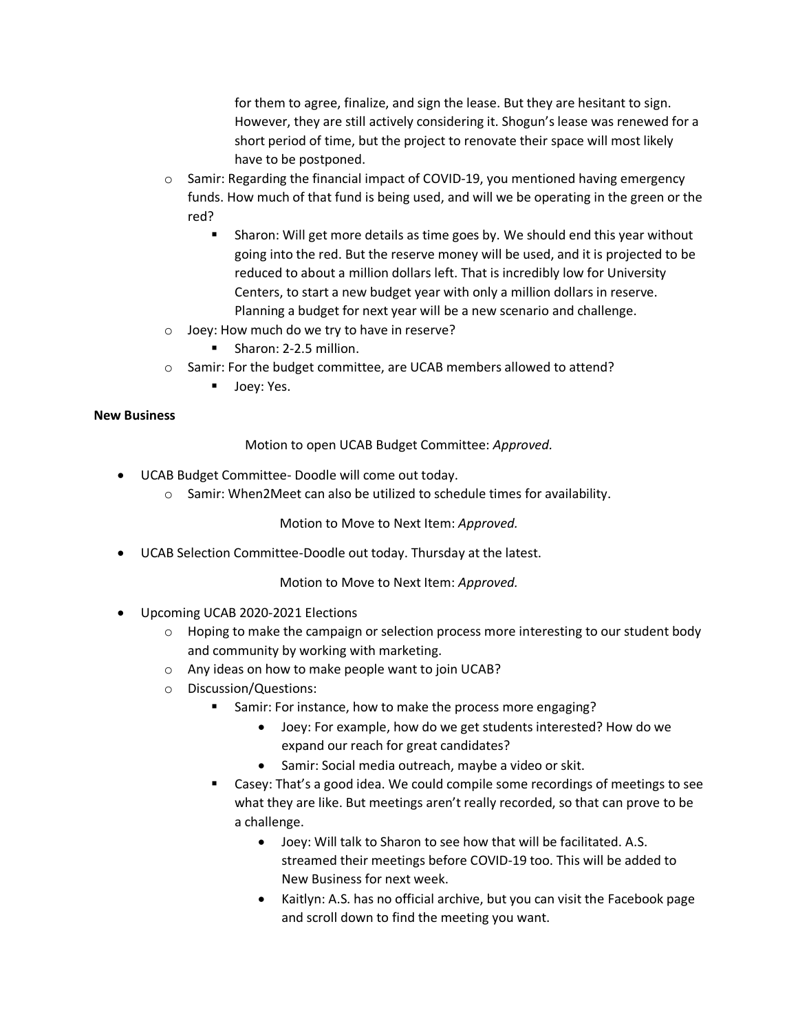for them to agree, finalize, and sign the lease. But they are hesitant to sign. However, they are still actively considering it. Shogun's lease was renewed for a short period of time, but the project to renovate their space will most likely have to be postponed.

- Samir: Regarding the financial impact of COVID-19, you mentioned having emergency funds. How much of that fund is being used, and will we be operating in the green or the red?
    - Sharon: Will get more details as time goes by. We should end this year without going into the red. But the reserve money will be used, and it is projected to be reduced to about a million dollars left. That is incredibly low for University Centers, to start a new budget year with only a million dollars in reserve. Planning a budget for next year will be a new scenario and challenge.
- Joey: How much do we try to have in reserve?
    - Sharon: 2-2.5 million.
- Samir: For the budget committee, are UCAB members allowed to attend?
    - Joey: Yes.

**New Business**

Motion to open UCAB Budget Committee: *Approved.*

- UCAB Budget Committee- Doodle will come out today.
    - Samir: When2Meet can also be utilized to schedule times for availability.

Motion to Move to Next Item: *Approved.*

- UCAB Selection Committee-Doodle out today. Thursday at the latest.

Motion to Move to Next Item: *Approved.*

- Upcoming UCAB 2020-2021 Elections
    - Hoping to make the campaign or selection process more interesting to our student body and community by working with marketing.
    - Any ideas on how to make people want to join UCAB?
    - Discussion/Questions:
        - Samir: For instance, how to make the process more engaging?
            - Joey: For example, how do we get students interested? How do we expand our reach for great candidates?
            - Samir: Social media outreach, maybe a video or skit.
        - Casey: That's a good idea. We could compile some recordings of meetings to see what they are like. But meetings aren't really recorded, so that can prove to be a challenge.
            - Joey: Will talk to Sharon to see how that will be facilitated. A.S. streamed their meetings before COVID-19 too. This will be added to New Business for next week.
            - Kaitlyn: A.S. has no official archive, but you can visit the Facebook page and scroll down to find the meeting you want.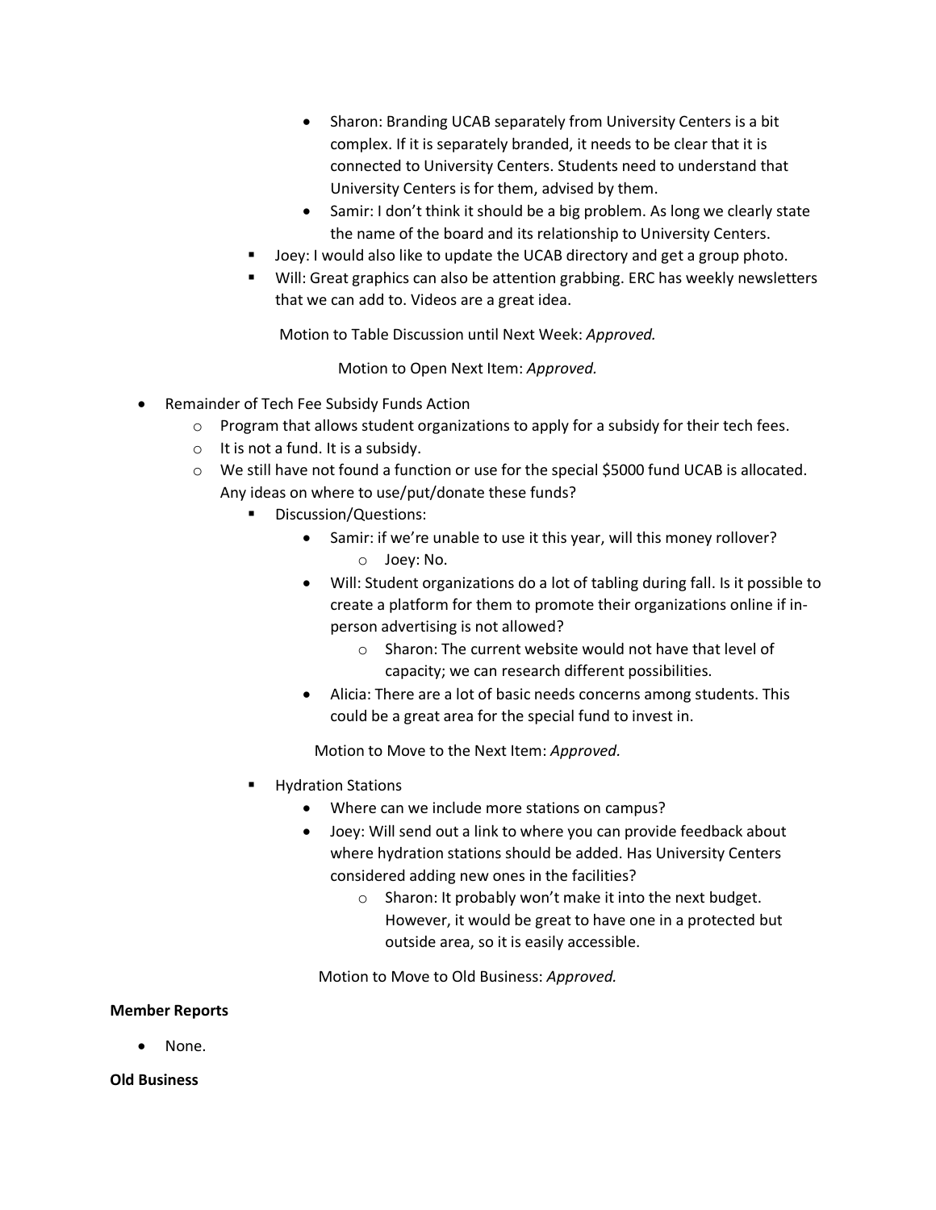- Sharon: Branding UCAB separately from University Centers is a bit complex. If it is separately branded, it needs to be clear that it is connected to University Centers. Students need to understand that University Centers is for them, advised by them.
        - Samir: I don't think it should be a big problem. As long we clearly state the name of the board and its relationship to University Centers.
    - Joey: I would also like to update the UCAB directory and get a group photo.
    - Will: Great graphics can also be attention grabbing. ERC has weekly newsletters that we can add to. Videos are a great idea.

Motion to Table Discussion until Next Week: *Approved.*

Motion to Open Next Item: *Approved.*

- Remainder of Tech Fee Subsidy Funds Action
    - Program that allows student organizations to apply for a subsidy for their tech fees.
    - It is not a fund. It is a subsidy.
    - We still have not found a function or use for the special $5000 fund UCAB is allocated. Any ideas on where to use/put/donate these funds?
        - Discussion/Questions:
            - Samir: if we're unable to use it this year, will this money rollover?
                - Joey: No.
            - Will: Student organizations do a lot of tabling during fall. Is it possible to create a platform for them to promote their organizations online if in-person advertising is not allowed?
                - Sharon: The current website would not have that level of capacity; we can research different possibilities.
            - Alicia: There are a lot of basic needs concerns among students. This could be a great area for the special fund to invest in.

Motion to Move to the Next Item: *Approved.*

        - Hydration Stations
            - Where can we include more stations on campus?
            - Joey: Will send out a link to where you can provide feedback about where hydration stations should be added. Has University Centers considered adding new ones in the facilities?
                - Sharon: It probably won't make it into the next budget. However, it would be great to have one in a protected but outside area, so it is easily accessible.

Motion to Move to Old Business: *Approved.*

**Member Reports**

- None.

**Old Business**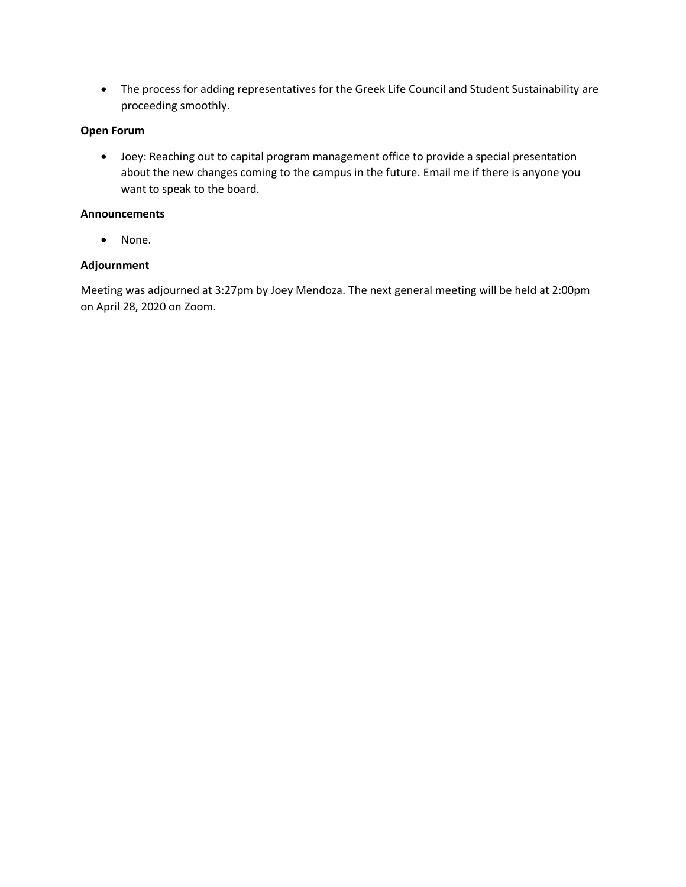- The process for adding representatives for the Greek Life Council and Student Sustainability are proceeding smoothly.

**Open Forum**

- Joey: Reaching out to capital program management office to provide a special presentation about the new changes coming to the campus in the future. Email me if there is anyone you want to speak to the board.

**Announcements**

- None.

**Adjournment**

Meeting was adjourned at 3:27pm by Joey Mendoza. The next general meeting will be held at 2:00pm on April 28, 2020 on Zoom.